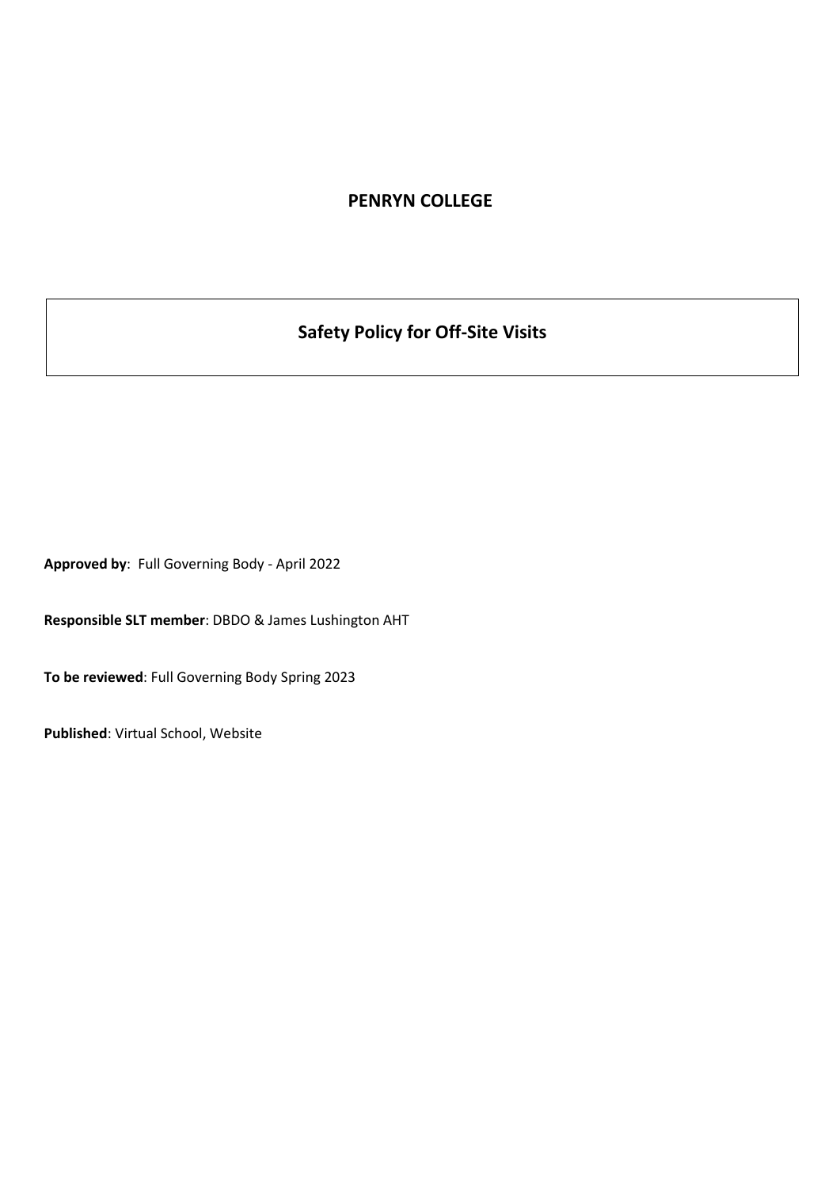# PENRYN COLLEGE

## Safety Policy for Off-Site Visits

**Approved by**: Full Governing Body - April 2022

**Responsible SLT member**: DBDO & James Lushington AHT

**To be reviewed**: Full Governing Body Spring 2023

**Published**: Virtual School, Website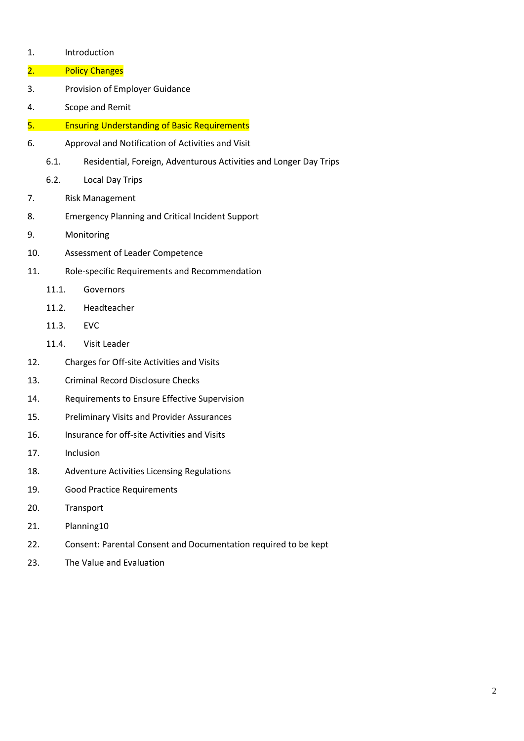1. Introduction
2. Policy Changes
3. Provision of Employer Guidance
4. Scope and Remit
5. Ensuring Understanding of Basic Requirements
6. Approval and Notification of Activities and Visit
    - 6.1. Residential, Foreign, Adventurous Activities and Longer Day Trips
    - 6.2. Local Day Trips
7. Risk Management
8. Emergency Planning and Critical Incident Support
9. Monitoring
10. Assessment of Leader Competence
11. Role-specific Requirements and Recommendation
    - 11.1. Governors
    - 11.2. Headteacher
    - 11.3. EVC
    - 11.4. Visit Leader
12. Charges for Off-site Activities and Visits
13. Criminal Record Disclosure Checks
14. Requirements to Ensure Effective Supervision
15. Preliminary Visits and Provider Assurances
16. Insurance for off-site Activities and Visits
17. Inclusion
18. Adventure Activities Licensing Regulations
19. Good Practice Requirements
20. Transport
21. Planning10
22. Consent: Parental Consent and Documentation required to be kept
23. The Value and Evaluation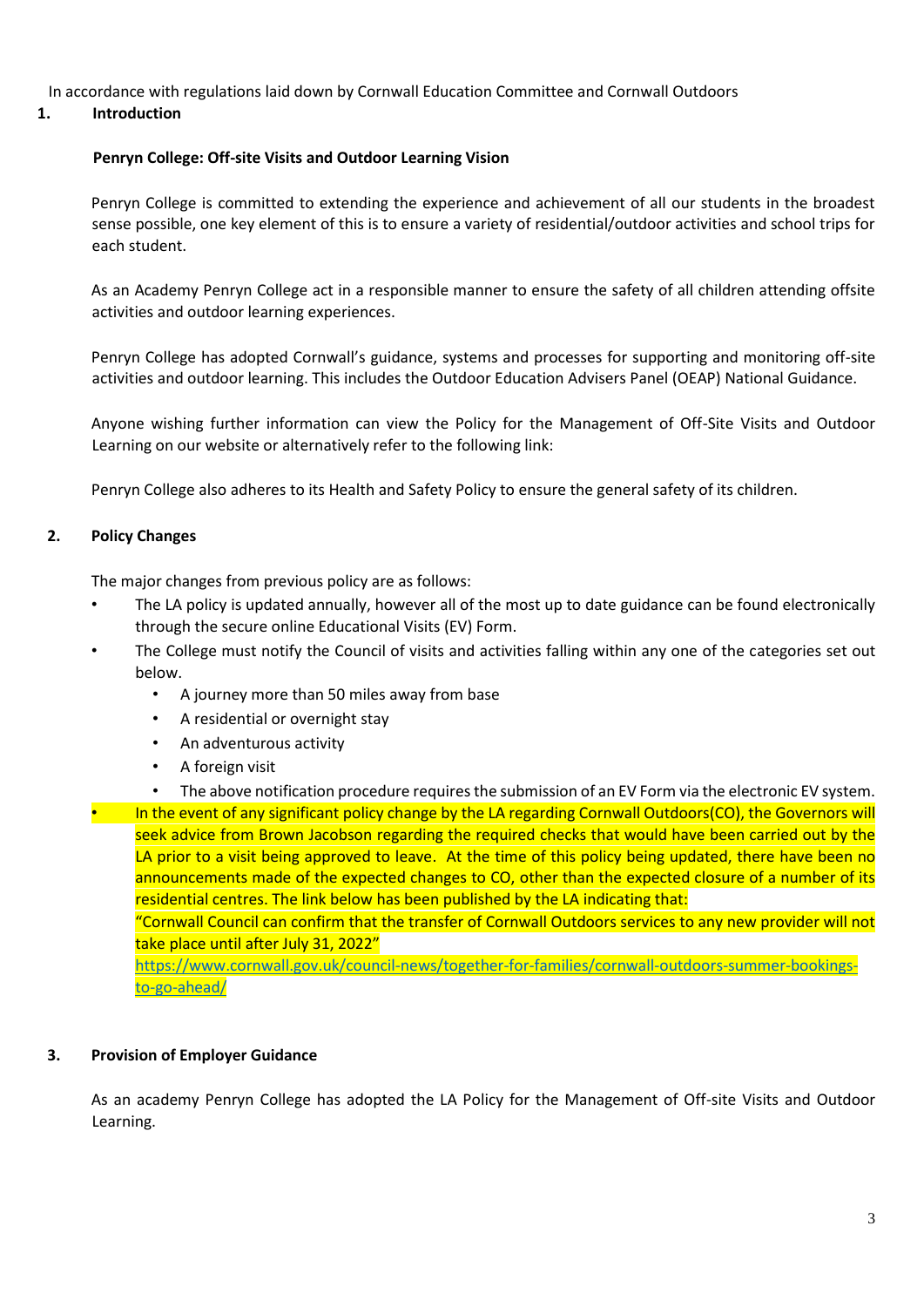In accordance with regulations laid down by Cornwall Education Committee and Cornwall Outdoors

## 1. Introduction

**Penryn College: Off-site Visits and Outdoor Learning Vision**

Penryn College is committed to extending the experience and achievement of all our students in the broadest sense possible, one key element of this is to ensure a variety of residential/outdoor activities and school trips for each student.

As an Academy Penryn College act in a responsible manner to ensure the safety of all children attending offsite activities and outdoor learning experiences.

Penryn College has adopted Cornwall's guidance, systems and processes for supporting and monitoring off-site activities and outdoor learning. This includes the Outdoor Education Advisers Panel (OEAP) National Guidance.

Anyone wishing further information can view the Policy for the Management of Off-Site Visits and Outdoor Learning on our website or alternatively refer to the following link:

Penryn College also adheres to its Health and Safety Policy to ensure the general safety of its children.

## 2. Policy Changes

The major changes from previous policy are as follows:

- The LA policy is updated annually, however all of the most up to date guidance can be found electronically through the secure online Educational Visits (EV) Form.
- The College must notify the Council of visits and activities falling within any one of the categories set out below.
  - A journey more than 50 miles away from base
  - A residential or overnight stay
  - An adventurous activity
  - A foreign visit
  - The above notification procedure requires the submission of an EV Form via the electronic EV system.
- In the event of any significant policy change by the LA regarding Cornwall Outdoors(CO), the Governors will seek advice from Brown Jacobson regarding the required checks that would have been carried out by the LA prior to a visit being approved to leave. At the time of this policy being updated, there have been no announcements made of the expected changes to CO, other than the expected closure of a number of its residential centres. The link below has been published by the LA indicating that:

  "Cornwall Council can confirm that the transfer of Cornwall Outdoors services to any new provider will not take place until after July 31, 2022"

  https://www.cornwall.gov.uk/council-news/together-for-families/cornwall-outdoors-summer-bookings-to-go-ahead/

## 3. Provision of Employer Guidance

As an academy Penryn College has adopted the LA Policy for the Management of Off-site Visits and Outdoor Learning.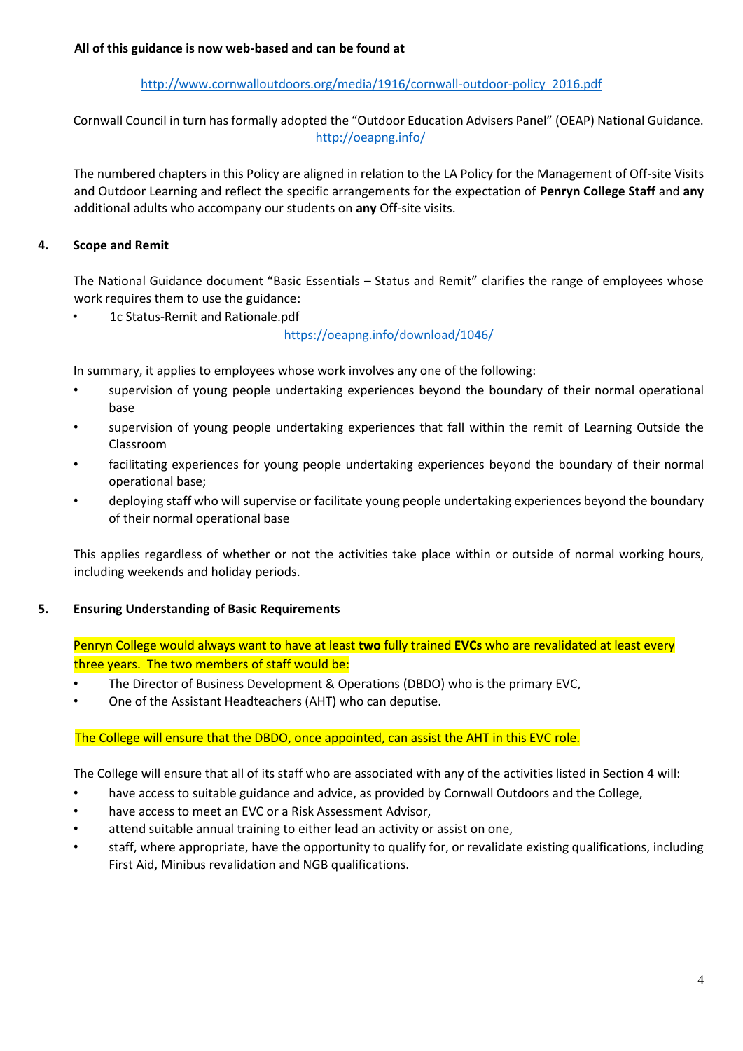**All of this guidance is now web-based and can be found at**

http://www.cornwalloutdoors.org/media/1916/cornwall-outdoor-policy_2016.pdf

Cornwall Council in turn has formally adopted the "Outdoor Education Advisers Panel" (OEAP) National Guidance. http://oeapng.info/

The numbered chapters in this Policy are aligned in relation to the LA Policy for the Management of Off-site Visits and Outdoor Learning and reflect the specific arrangements for the expectation of **Penryn College Staff** and **any** additional adults who accompany our students on **any** Off-site visits.

## 4. Scope and Remit

The National Guidance document "Basic Essentials – Status and Remit" clarifies the range of employees whose work requires them to use the guidance:

- 1c Status-Remit and Rationale.pdf
  https://oeapng.info/download/1046/

In summary, it applies to employees whose work involves any one of the following:

- supervision of young people undertaking experiences beyond the boundary of their normal operational base
- supervision of young people undertaking experiences that fall within the remit of Learning Outside the Classroom
- facilitating experiences for young people undertaking experiences beyond the boundary of their normal operational base;
- deploying staff who will supervise or facilitate young people undertaking experiences beyond the boundary of their normal operational base

This applies regardless of whether or not the activities take place within or outside of normal working hours, including weekends and holiday periods.

## 5. Ensuring Understanding of Basic Requirements

Penryn College would always want to have at least **two** fully trained **EVCs** who are revalidated at least every three years. The two members of staff would be:

- The Director of Business Development & Operations (DBDO) who is the primary EVC,
- One of the Assistant Headteachers (AHT) who can deputise.

The College will ensure that the DBDO, once appointed, can assist the AHT in this EVC role.

The College will ensure that all of its staff who are associated with any of the activities listed in Section 4 will:

- have access to suitable guidance and advice, as provided by Cornwall Outdoors and the College,
- have access to meet an EVC or a Risk Assessment Advisor,
- attend suitable annual training to either lead an activity or assist on one,
- staff, where appropriate, have the opportunity to qualify for, or revalidate existing qualifications, including First Aid, Minibus revalidation and NGB qualifications.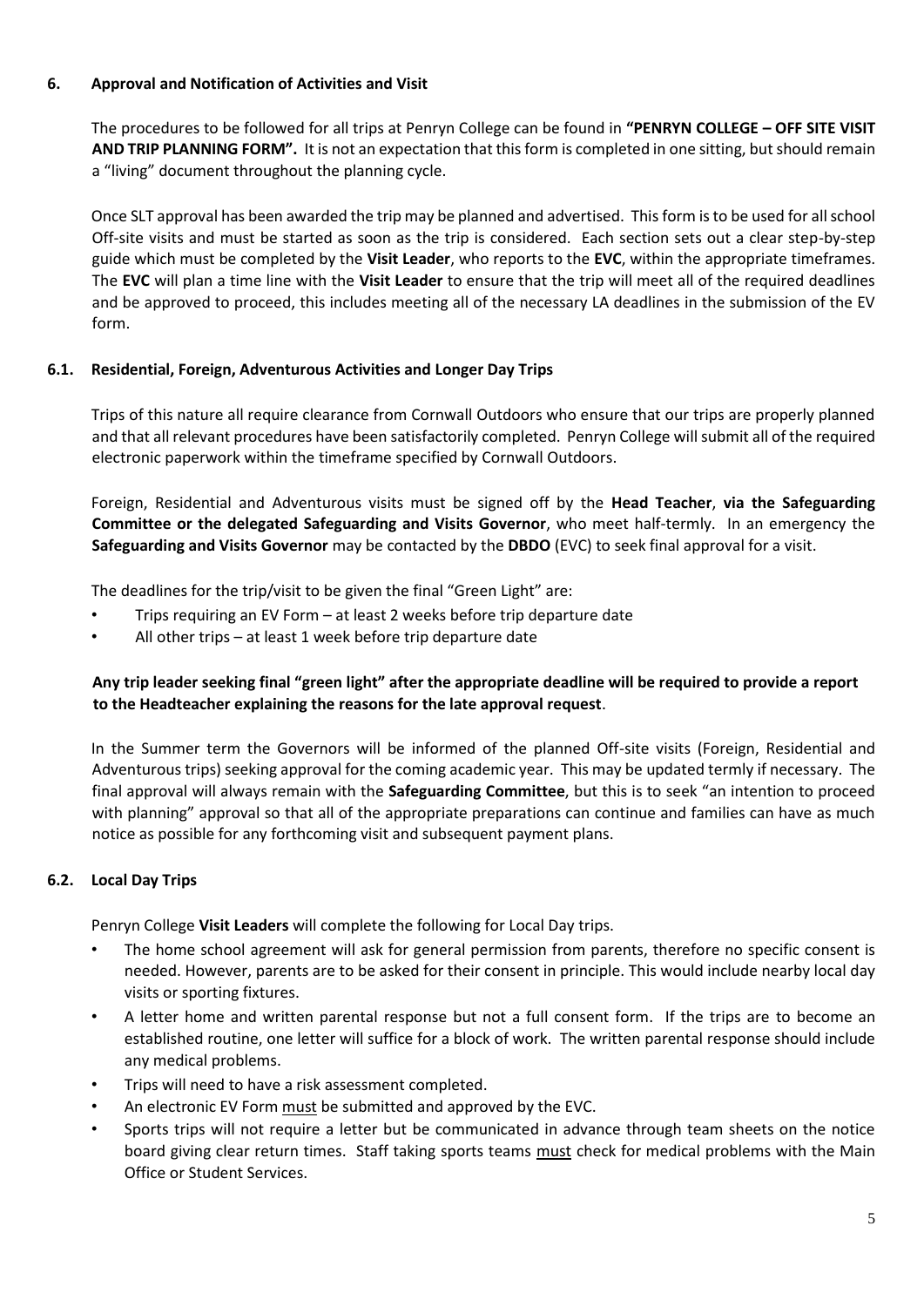## 6. Approval and Notification of Activities and Visit

The procedures to be followed for all trips at Penryn College can be found in **"PENRYN COLLEGE – OFF SITE VISIT AND TRIP PLANNING FORM".** It is not an expectation that this form is completed in one sitting, but should remain a "living" document throughout the planning cycle.

Once SLT approval has been awarded the trip may be planned and advertised. This form is to be used for all school Off-site visits and must be started as soon as the trip is considered. Each section sets out a clear step-by-step guide which must be completed by the **Visit Leader**, who reports to the **EVC**, within the appropriate timeframes. The **EVC** will plan a time line with the **Visit Leader** to ensure that the trip will meet all of the required deadlines and be approved to proceed, this includes meeting all of the necessary LA deadlines in the submission of the EV form.

### 6.1. Residential, Foreign, Adventurous Activities and Longer Day Trips

Trips of this nature all require clearance from Cornwall Outdoors who ensure that our trips are properly planned and that all relevant procedures have been satisfactorily completed. Penryn College will submit all of the required electronic paperwork within the timeframe specified by Cornwall Outdoors.

Foreign, Residential and Adventurous visits must be signed off by the **Head Teacher**, **via the Safeguarding Committee or the delegated Safeguarding and Visits Governor**, who meet half-termly. In an emergency the **Safeguarding and Visits Governor** may be contacted by the **DBDO** (EVC) to seek final approval for a visit.

The deadlines for the trip/visit to be given the final "Green Light" are:

- Trips requiring an EV Form – at least 2 weeks before trip departure date
- All other trips – at least 1 week before trip departure date

**Any trip leader seeking final "green light" after the appropriate deadline will be required to provide a report to the Headteacher explaining the reasons for the late approval request**.

In the Summer term the Governors will be informed of the planned Off-site visits (Foreign, Residential and Adventurous trips) seeking approval for the coming academic year. This may be updated termly if necessary. The final approval will always remain with the **Safeguarding Committee**, but this is to seek "an intention to proceed with planning" approval so that all of the appropriate preparations can continue and families can have as much notice as possible for any forthcoming visit and subsequent payment plans.

### 6.2. Local Day Trips

Penryn College **Visit Leaders** will complete the following for Local Day trips.

- The home school agreement will ask for general permission from parents, therefore no specific consent is needed. However, parents are to be asked for their consent in principle. This would include nearby local day visits or sporting fixtures.
- A letter home and written parental response but not a full consent form. If the trips are to become an established routine, one letter will suffice for a block of work. The written parental response should include any medical problems.
- Trips will need to have a risk assessment completed.
- An electronic EV Form must be submitted and approved by the EVC.
- Sports trips will not require a letter but be communicated in advance through team sheets on the notice board giving clear return times. Staff taking sports teams must check for medical problems with the Main Office or Student Services.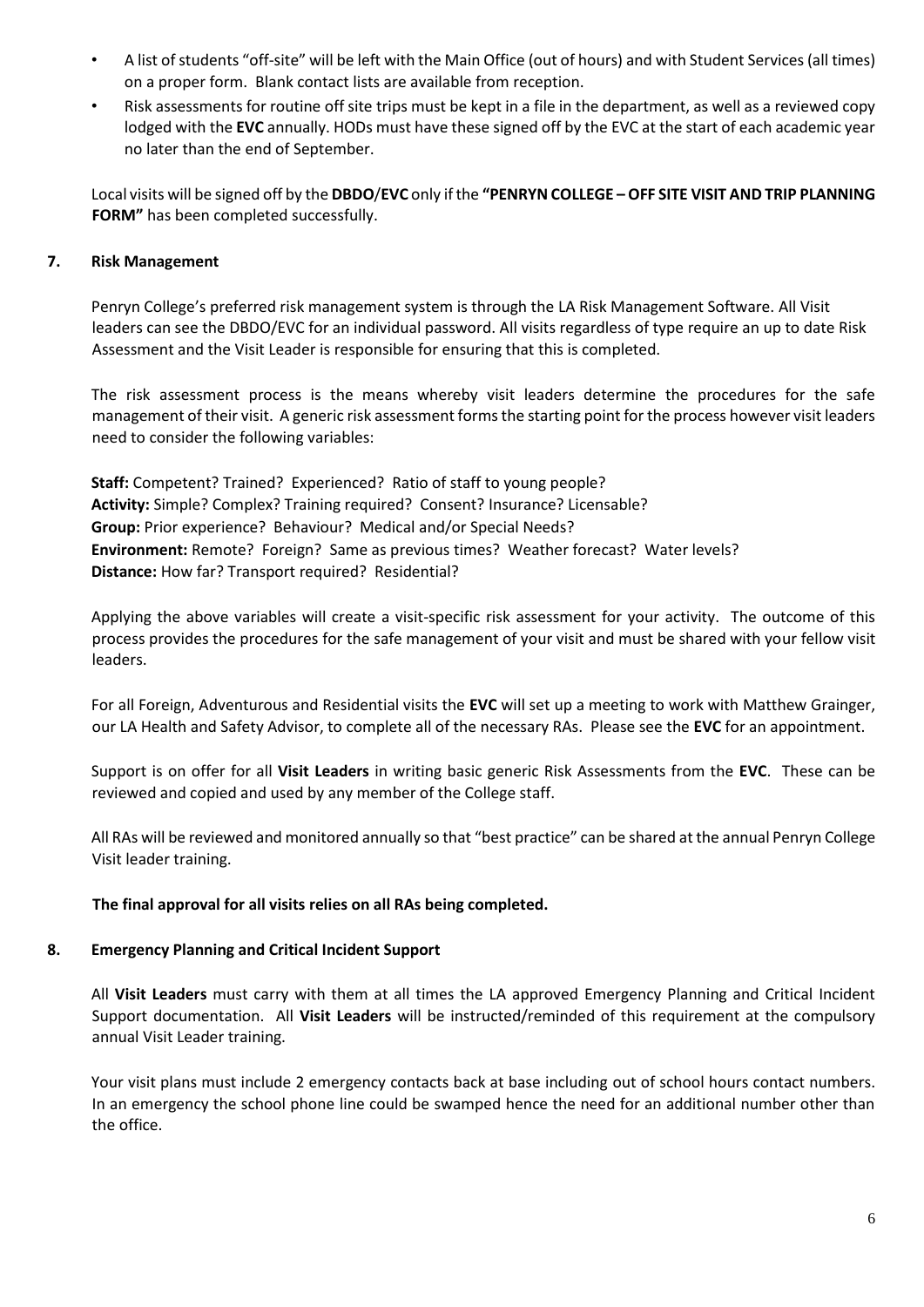- A list of students "off-site" will be left with the Main Office (out of hours) and with Student Services (all times) on a proper form. Blank contact lists are available from reception.
- Risk assessments for routine off site trips must be kept in a file in the department, as well as a reviewed copy lodged with the **EVC** annually. HODs must have these signed off by the EVC at the start of each academic year no later than the end of September.

Local visits will be signed off by the **DBDO**/**EVC** only if the **"PENRYN COLLEGE – OFF SITE VISIT AND TRIP PLANNING FORM"** has been completed successfully.

## 7. Risk Management

Penryn College's preferred risk management system is through the LA Risk Management Software. All Visit leaders can see the DBDO/EVC for an individual password. All visits regardless of type require an up to date Risk Assessment and the Visit Leader is responsible for ensuring that this is completed.

The risk assessment process is the means whereby visit leaders determine the procedures for the safe management of their visit. A generic risk assessment forms the starting point for the process however visit leaders need to consider the following variables:

**Staff:** Competent? Trained? Experienced? Ratio of staff to young people?
**Activity:** Simple? Complex? Training required? Consent? Insurance? Licensable?
**Group:** Prior experience? Behaviour? Medical and/or Special Needs?
**Environment:** Remote? Foreign? Same as previous times? Weather forecast? Water levels?
**Distance:** How far? Transport required? Residential?

Applying the above variables will create a visit-specific risk assessment for your activity. The outcome of this process provides the procedures for the safe management of your visit and must be shared with your fellow visit leaders.

For all Foreign, Adventurous and Residential visits the **EVC** will set up a meeting to work with Matthew Grainger, our LA Health and Safety Advisor, to complete all of the necessary RAs. Please see the **EVC** for an appointment.

Support is on offer for all **Visit Leaders** in writing basic generic Risk Assessments from the **EVC**. These can be reviewed and copied and used by any member of the College staff.

All RAs will be reviewed and monitored annually so that "best practice" can be shared at the annual Penryn College Visit leader training.

**The final approval for all visits relies on all RAs being completed.**

## 8. Emergency Planning and Critical Incident Support

All **Visit Leaders** must carry with them at all times the LA approved Emergency Planning and Critical Incident Support documentation. All **Visit Leaders** will be instructed/reminded of this requirement at the compulsory annual Visit Leader training.

Your visit plans must include 2 emergency contacts back at base including out of school hours contact numbers. In an emergency the school phone line could be swamped hence the need for an additional number other than the office.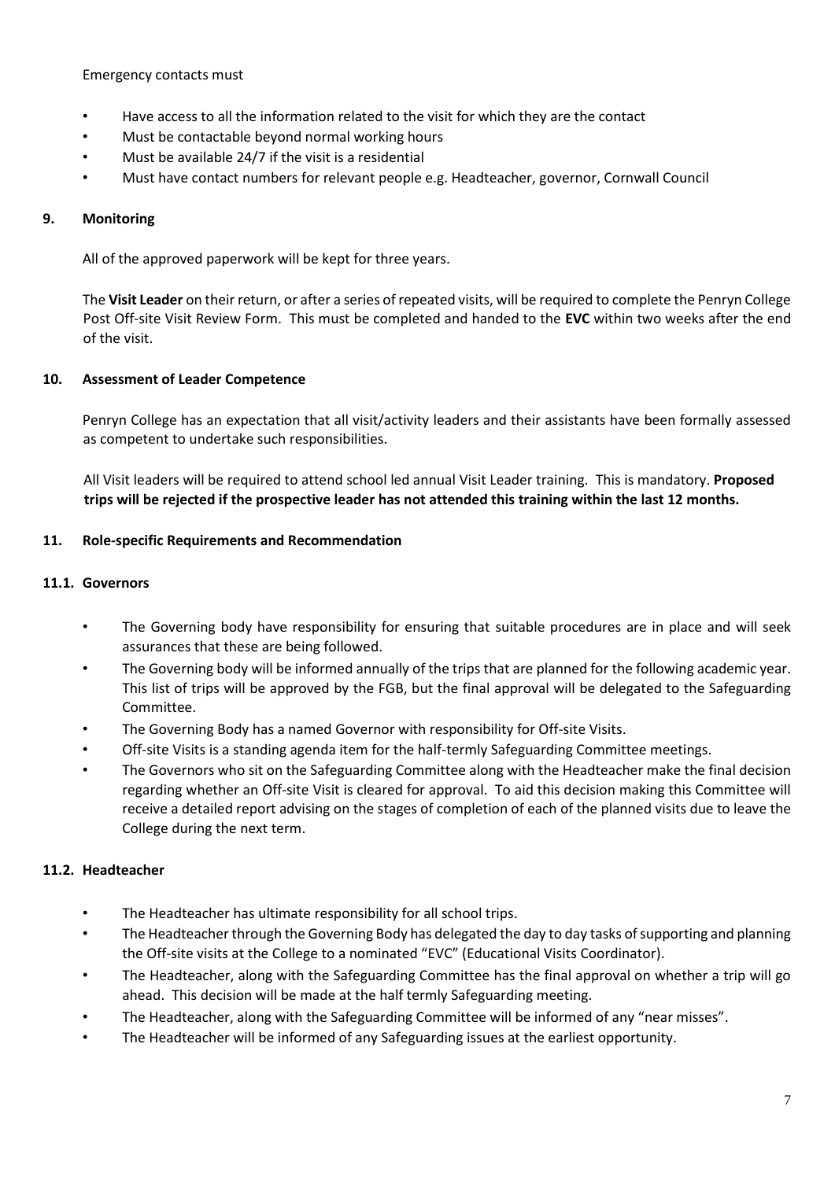Emergency contacts must

- Have access to all the information related to the visit for which they are the contact
- Must be contactable beyond normal working hours
- Must be available 24/7 if the visit is a residential
- Must have contact numbers for relevant people e.g. Headteacher, governor, Cornwall Council

## 9. Monitoring

All of the approved paperwork will be kept for three years.

The **Visit Leader** on their return, or after a series of repeated visits, will be required to complete the Penryn College Post Off-site Visit Review Form. This must be completed and handed to the **EVC** within two weeks after the end of the visit.

## 10. Assessment of Leader Competence

Penryn College has an expectation that all visit/activity leaders and their assistants have been formally assessed as competent to undertake such responsibilities.

All Visit leaders will be required to attend school led annual Visit Leader training. This is mandatory. **Proposed trips will be rejected if the prospective leader has not attended this training within the last 12 months.**

## 11. Role-specific Requirements and Recommendation

### 11.1. Governors

- The Governing body have responsibility for ensuring that suitable procedures are in place and will seek assurances that these are being followed.
- The Governing body will be informed annually of the trips that are planned for the following academic year. This list of trips will be approved by the FGB, but the final approval will be delegated to the Safeguarding Committee.
- The Governing Body has a named Governor with responsibility for Off-site Visits.
- Off-site Visits is a standing agenda item for the half-termly Safeguarding Committee meetings.
- The Governors who sit on the Safeguarding Committee along with the Headteacher make the final decision regarding whether an Off-site Visit is cleared for approval. To aid this decision making this Committee will receive a detailed report advising on the stages of completion of each of the planned visits due to leave the College during the next term.

### 11.2. Headteacher

- The Headteacher has ultimate responsibility for all school trips.
- The Headteacher through the Governing Body has delegated the day to day tasks of supporting and planning the Off-site visits at the College to a nominated "EVC" (Educational Visits Coordinator).
- The Headteacher, along with the Safeguarding Committee has the final approval on whether a trip will go ahead. This decision will be made at the half termly Safeguarding meeting.
- The Headteacher, along with the Safeguarding Committee will be informed of any "near misses".
- The Headteacher will be informed of any Safeguarding issues at the earliest opportunity.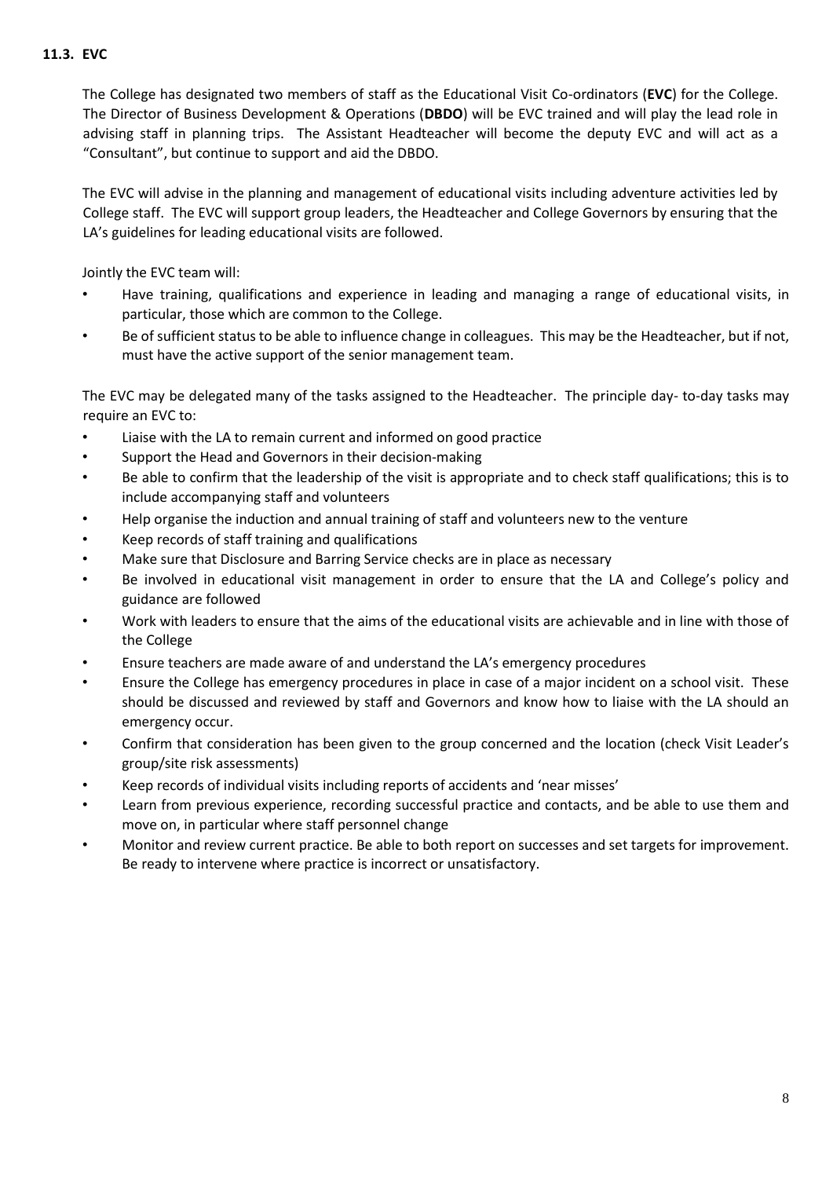### 11.3. EVC

The College has designated two members of staff as the Educational Visit Co-ordinators (**EVC**) for the College. The Director of Business Development & Operations (**DBDO**) will be EVC trained and will play the lead role in advising staff in planning trips. The Assistant Headteacher will become the deputy EVC and will act as a "Consultant", but continue to support and aid the DBDO.

The EVC will advise in the planning and management of educational visits including adventure activities led by College staff. The EVC will support group leaders, the Headteacher and College Governors by ensuring that the LA's guidelines for leading educational visits are followed.

Jointly the EVC team will:

- Have training, qualifications and experience in leading and managing a range of educational visits, in particular, those which are common to the College.
- Be of sufficient status to be able to influence change in colleagues. This may be the Headteacher, but if not, must have the active support of the senior management team.

The EVC may be delegated many of the tasks assigned to the Headteacher. The principle day- to-day tasks may require an EVC to:

- Liaise with the LA to remain current and informed on good practice
- Support the Head and Governors in their decision-making
- Be able to confirm that the leadership of the visit is appropriate and to check staff qualifications; this is to include accompanying staff and volunteers
- Help organise the induction and annual training of staff and volunteers new to the venture
- Keep records of staff training and qualifications
- Make sure that Disclosure and Barring Service checks are in place as necessary
- Be involved in educational visit management in order to ensure that the LA and College's policy and guidance are followed
- Work with leaders to ensure that the aims of the educational visits are achievable and in line with those of the College
- Ensure teachers are made aware of and understand the LA's emergency procedures
- Ensure the College has emergency procedures in place in case of a major incident on a school visit. These should be discussed and reviewed by staff and Governors and know how to liaise with the LA should an emergency occur.
- Confirm that consideration has been given to the group concerned and the location (check Visit Leader's group/site risk assessments)
- Keep records of individual visits including reports of accidents and 'near misses'
- Learn from previous experience, recording successful practice and contacts, and be able to use them and move on, in particular where staff personnel change
- Monitor and review current practice. Be able to both report on successes and set targets for improvement. Be ready to intervene where practice is incorrect or unsatisfactory.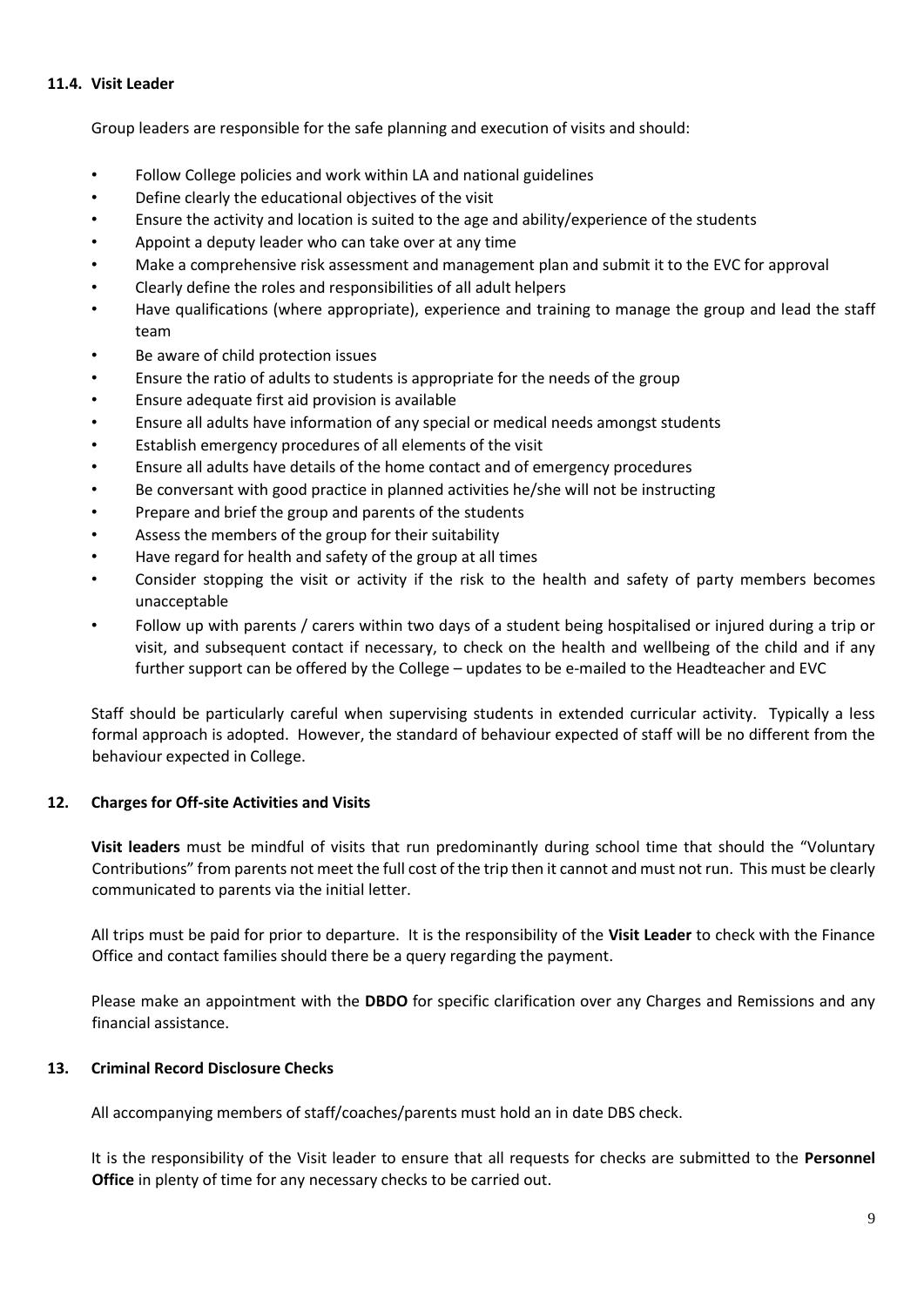### 11.4. Visit Leader

Group leaders are responsible for the safe planning and execution of visits and should:

- Follow College policies and work within LA and national guidelines
- Define clearly the educational objectives of the visit
- Ensure the activity and location is suited to the age and ability/experience of the students
- Appoint a deputy leader who can take over at any time
- Make a comprehensive risk assessment and management plan and submit it to the EVC for approval
- Clearly define the roles and responsibilities of all adult helpers
- Have qualifications (where appropriate), experience and training to manage the group and lead the staff team
- Be aware of child protection issues
- Ensure the ratio of adults to students is appropriate for the needs of the group
- Ensure adequate first aid provision is available
- Ensure all adults have information of any special or medical needs amongst students
- Establish emergency procedures of all elements of the visit
- Ensure all adults have details of the home contact and of emergency procedures
- Be conversant with good practice in planned activities he/she will not be instructing
- Prepare and brief the group and parents of the students
- Assess the members of the group for their suitability
- Have regard for health and safety of the group at all times
- Consider stopping the visit or activity if the risk to the health and safety of party members becomes unacceptable
- Follow up with parents / carers within two days of a student being hospitalised or injured during a trip or visit, and subsequent contact if necessary, to check on the health and wellbeing of the child and if any further support can be offered by the College – updates to be e-mailed to the Headteacher and EVC

Staff should be particularly careful when supervising students in extended curricular activity. Typically a less formal approach is adopted. However, the standard of behaviour expected of staff will be no different from the behaviour expected in College.

## 12. Charges for Off-site Activities and Visits

**Visit leaders** must be mindful of visits that run predominantly during school time that should the "Voluntary Contributions" from parents not meet the full cost of the trip then it cannot and must not run. This must be clearly communicated to parents via the initial letter.

All trips must be paid for prior to departure. It is the responsibility of the **Visit Leader** to check with the Finance Office and contact families should there be a query regarding the payment.

Please make an appointment with the **DBDO** for specific clarification over any Charges and Remissions and any financial assistance.

## 13. Criminal Record Disclosure Checks

All accompanying members of staff/coaches/parents must hold an in date DBS check.

It is the responsibility of the Visit leader to ensure that all requests for checks are submitted to the **Personnel Office** in plenty of time for any necessary checks to be carried out.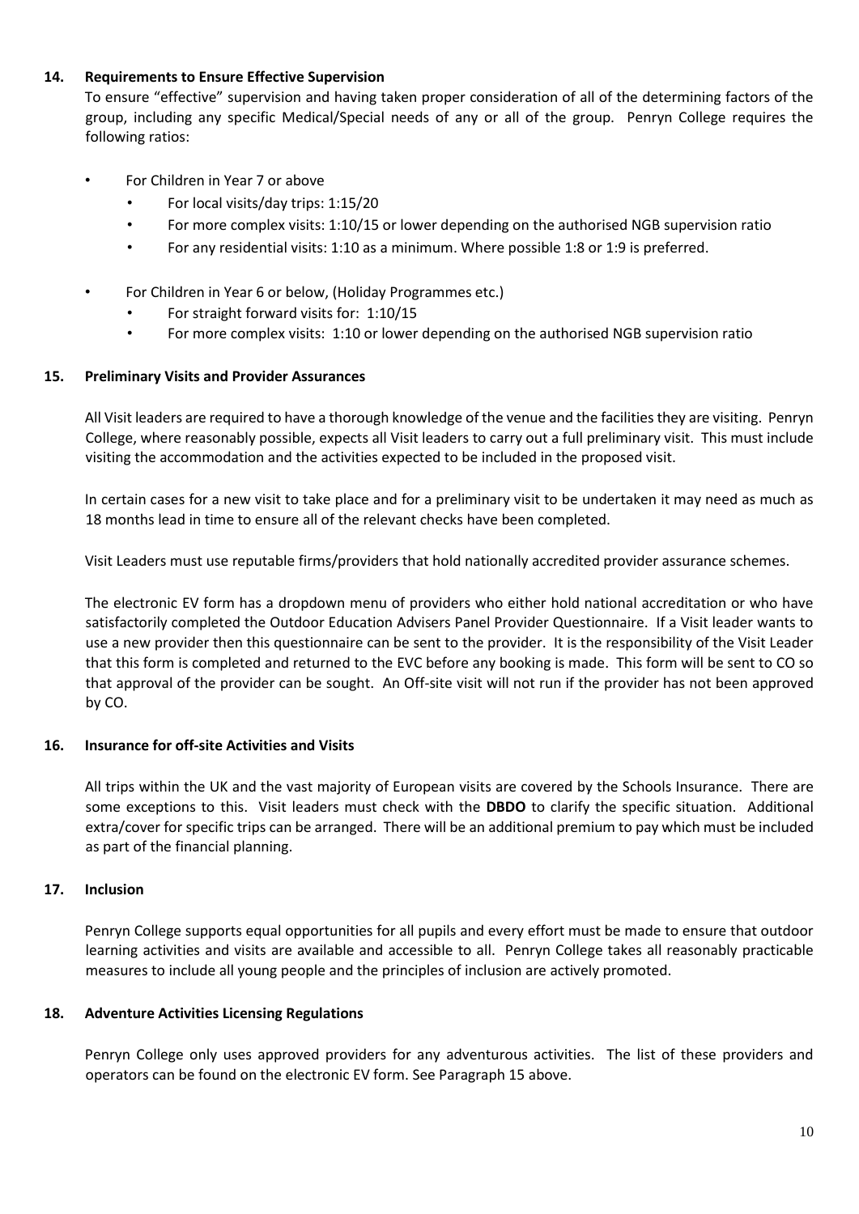## 14. Requirements to Ensure Effective Supervision

To ensure "effective" supervision and having taken proper consideration of all of the determining factors of the group, including any specific Medical/Special needs of any or all of the group. Penryn College requires the following ratios:

- For Children in Year 7 or above
  - For local visits/day trips: 1:15/20
  - For more complex visits: 1:10/15 or lower depending on the authorised NGB supervision ratio
  - For any residential visits: 1:10 as a minimum. Where possible 1:8 or 1:9 is preferred.
- For Children in Year 6 or below, (Holiday Programmes etc.)
  - For straight forward visits for: 1:10/15
  - For more complex visits: 1:10 or lower depending on the authorised NGB supervision ratio

## 15. Preliminary Visits and Provider Assurances

All Visit leaders are required to have a thorough knowledge of the venue and the facilities they are visiting. Penryn College, where reasonably possible, expects all Visit leaders to carry out a full preliminary visit. This must include visiting the accommodation and the activities expected to be included in the proposed visit.

In certain cases for a new visit to take place and for a preliminary visit to be undertaken it may need as much as 18 months lead in time to ensure all of the relevant checks have been completed.

Visit Leaders must use reputable firms/providers that hold nationally accredited provider assurance schemes.

The electronic EV form has a dropdown menu of providers who either hold national accreditation or who have satisfactorily completed the Outdoor Education Advisers Panel Provider Questionnaire. If a Visit leader wants to use a new provider then this questionnaire can be sent to the provider. It is the responsibility of the Visit Leader that this form is completed and returned to the EVC before any booking is made. This form will be sent to CO so that approval of the provider can be sought. An Off-site visit will not run if the provider has not been approved by CO.

## 16. Insurance for off-site Activities and Visits

All trips within the UK and the vast majority of European visits are covered by the Schools Insurance. There are some exceptions to this. Visit leaders must check with the **DBDO** to clarify the specific situation. Additional extra/cover for specific trips can be arranged. There will be an additional premium to pay which must be included as part of the financial planning.

## 17. Inclusion

Penryn College supports equal opportunities for all pupils and every effort must be made to ensure that outdoor learning activities and visits are available and accessible to all. Penryn College takes all reasonably practicable measures to include all young people and the principles of inclusion are actively promoted.

## 18. Adventure Activities Licensing Regulations

Penryn College only uses approved providers for any adventurous activities. The list of these providers and operators can be found on the electronic EV form. See Paragraph 15 above.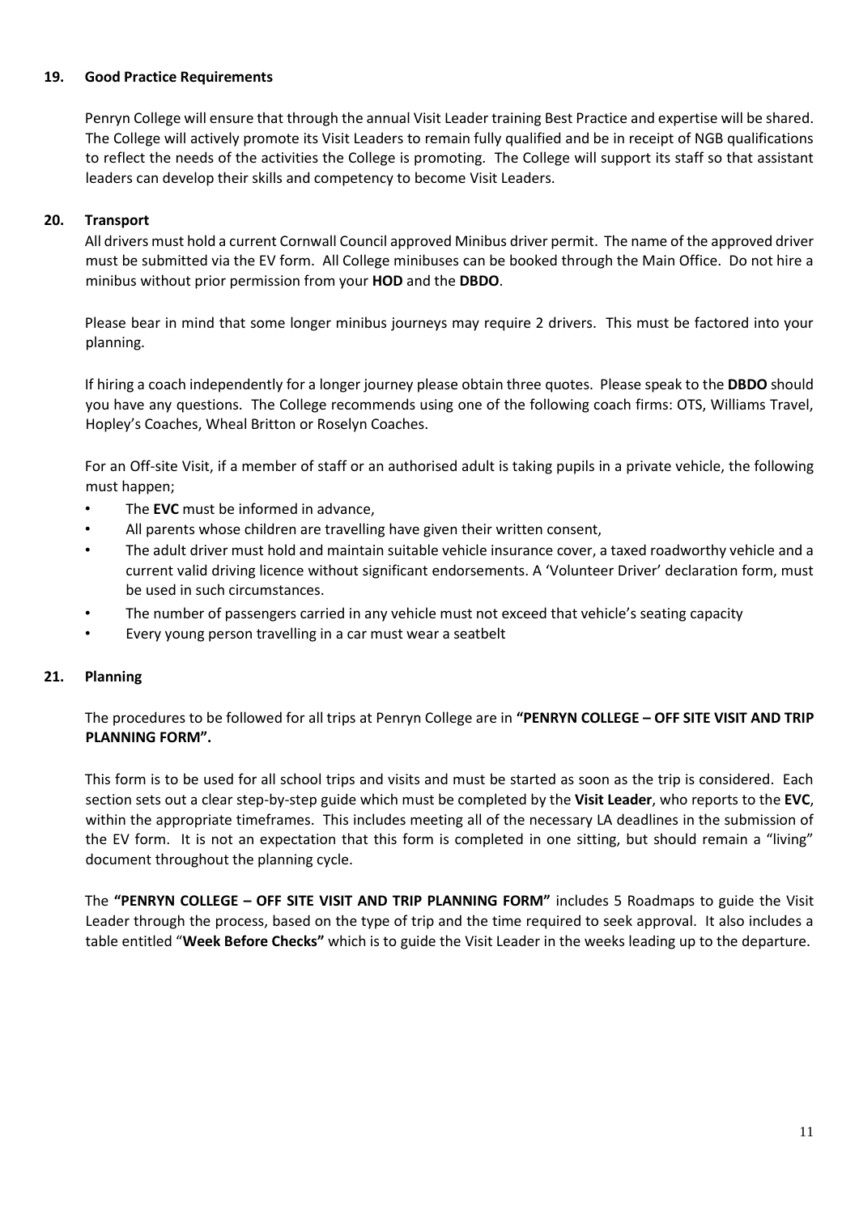## 19. Good Practice Requirements

Penryn College will ensure that through the annual Visit Leader training Best Practice and expertise will be shared. The College will actively promote its Visit Leaders to remain fully qualified and be in receipt of NGB qualifications to reflect the needs of the activities the College is promoting. The College will support its staff so that assistant leaders can develop their skills and competency to become Visit Leaders.

## 20. Transport

All drivers must hold a current Cornwall Council approved Minibus driver permit. The name of the approved driver must be submitted via the EV form. All College minibuses can be booked through the Main Office. Do not hire a minibus without prior permission from your **HOD** and the **DBDO**.

Please bear in mind that some longer minibus journeys may require 2 drivers. This must be factored into your planning.

If hiring a coach independently for a longer journey please obtain three quotes. Please speak to the **DBDO** should you have any questions. The College recommends using one of the following coach firms: OTS, Williams Travel, Hopley's Coaches, Wheal Britton or Roselyn Coaches.

For an Off-site Visit, if a member of staff or an authorised adult is taking pupils in a private vehicle, the following must happen;

- The **EVC** must be informed in advance,
- All parents whose children are travelling have given their written consent,
- The adult driver must hold and maintain suitable vehicle insurance cover, a taxed roadworthy vehicle and a current valid driving licence without significant endorsements. A 'Volunteer Driver' declaration form, must be used in such circumstances.
- The number of passengers carried in any vehicle must not exceed that vehicle's seating capacity
- Every young person travelling in a car must wear a seatbelt

## 21. Planning

The procedures to be followed for all trips at Penryn College are in **"PENRYN COLLEGE – OFF SITE VISIT AND TRIP PLANNING FORM".**

This form is to be used for all school trips and visits and must be started as soon as the trip is considered. Each section sets out a clear step-by-step guide which must be completed by the **Visit Leader**, who reports to the **EVC**, within the appropriate timeframes. This includes meeting all of the necessary LA deadlines in the submission of the EV form. It is not an expectation that this form is completed in one sitting, but should remain a "living" document throughout the planning cycle.

The **"PENRYN COLLEGE – OFF SITE VISIT AND TRIP PLANNING FORM"** includes 5 Roadmaps to guide the Visit Leader through the process, based on the type of trip and the time required to seek approval. It also includes a table entitled "**Week Before Checks"** which is to guide the Visit Leader in the weeks leading up to the departure.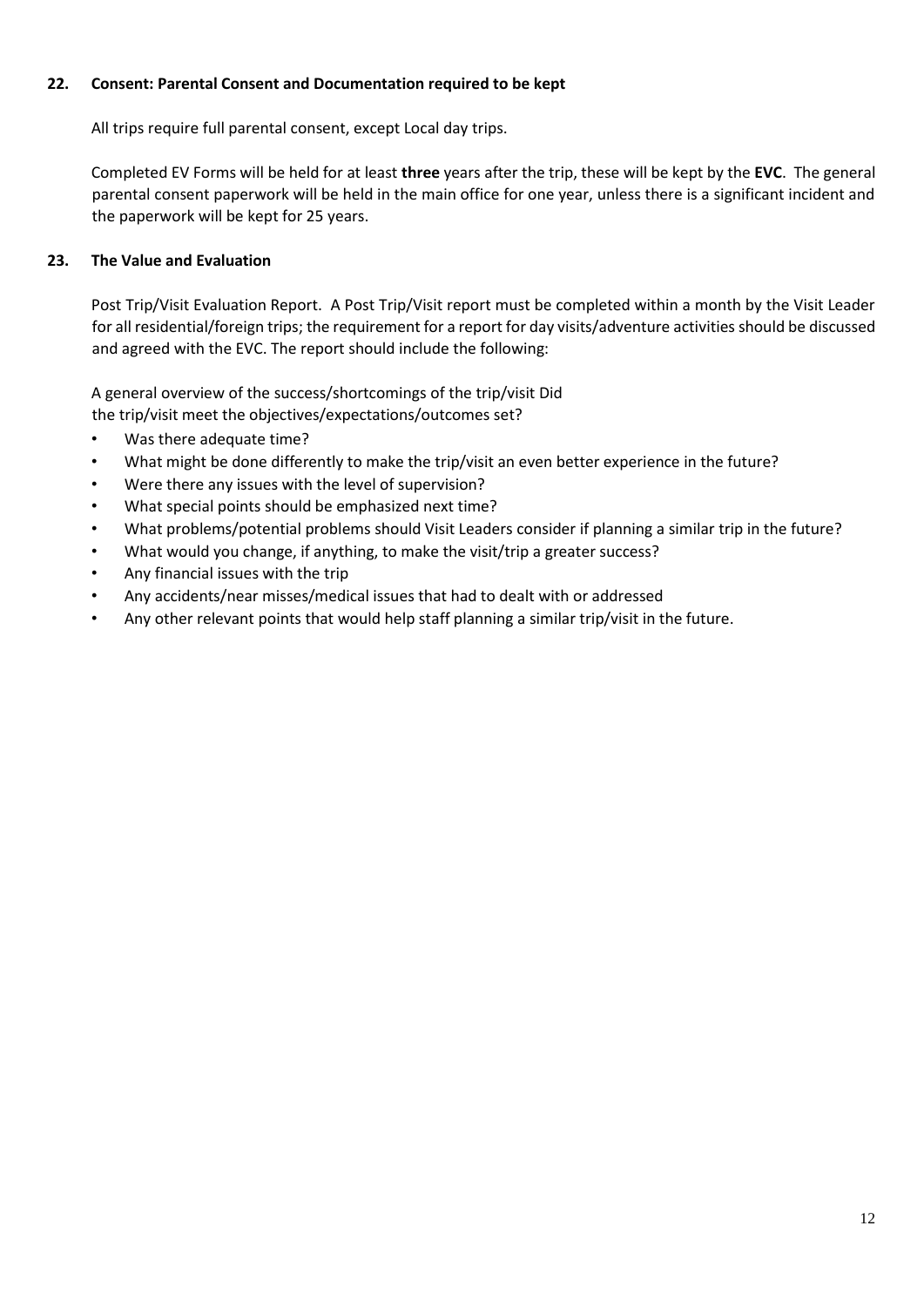## 22. Consent: Parental Consent and Documentation required to be kept

All trips require full parental consent, except Local day trips.

Completed EV Forms will be held for at least **three** years after the trip, these will be kept by the **EVC**. The general parental consent paperwork will be held in the main office for one year, unless there is a significant incident and the paperwork will be kept for 25 years.

## 23. The Value and Evaluation

Post Trip/Visit Evaluation Report. A Post Trip/Visit report must be completed within a month by the Visit Leader for all residential/foreign trips; the requirement for a report for day visits/adventure activities should be discussed and agreed with the EVC. The report should include the following:

A general overview of the success/shortcomings of the trip/visit Did the trip/visit meet the objectives/expectations/outcomes set?

- Was there adequate time?
- What might be done differently to make the trip/visit an even better experience in the future?
- Were there any issues with the level of supervision?
- What special points should be emphasized next time?
- What problems/potential problems should Visit Leaders consider if planning a similar trip in the future?
- What would you change, if anything, to make the visit/trip a greater success?
- Any financial issues with the trip
- Any accidents/near misses/medical issues that had to dealt with or addressed
- Any other relevant points that would help staff planning a similar trip/visit in the future.